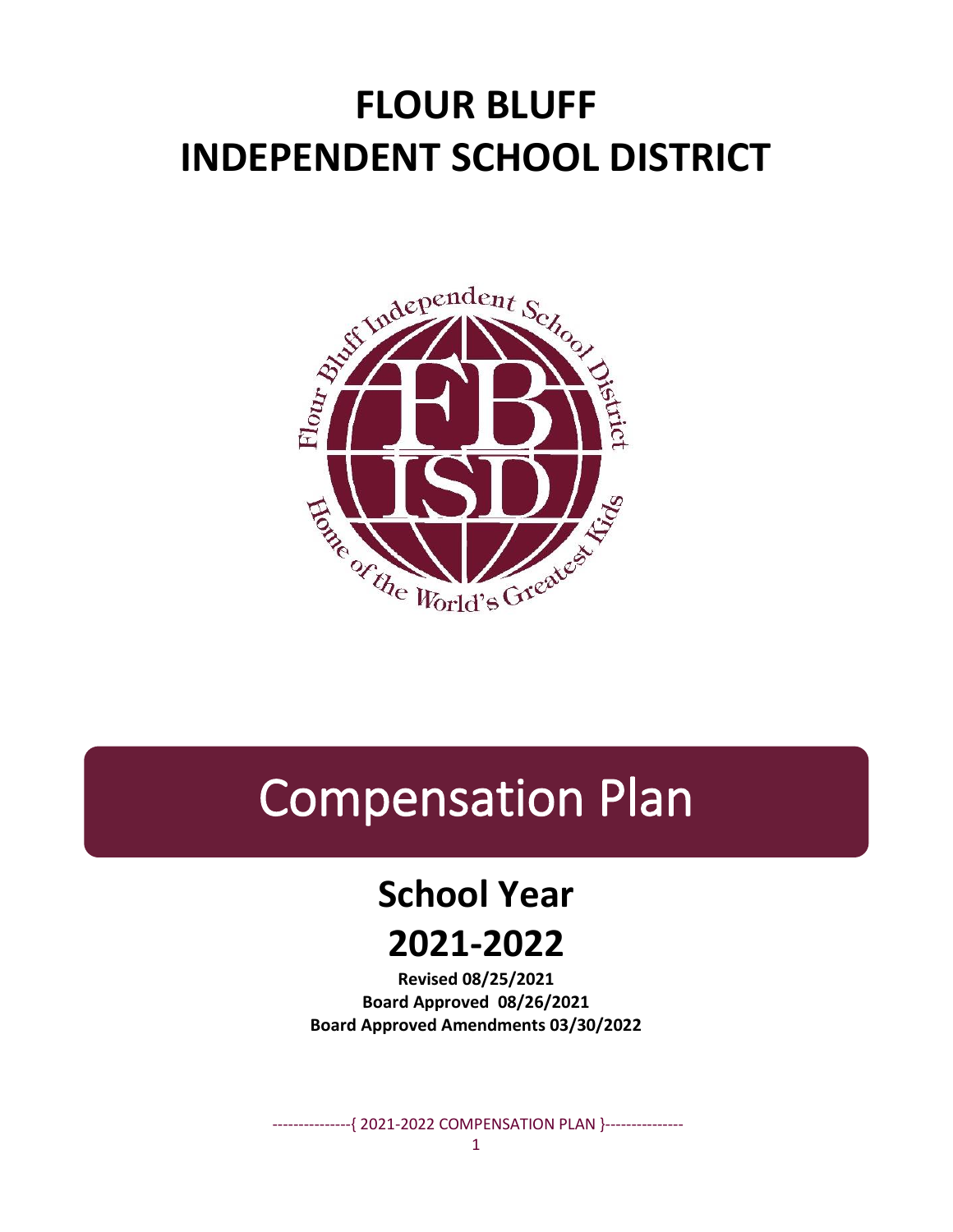# FLOUR BLUFF INDEPENDENT SCHOOL DISTRICT

# Compensation Plan

## School Year 2021-2022

**Revised 08/25/2021**
**Board Approved 08/26/2021**
**Board Approved Amendments 03/30/2022**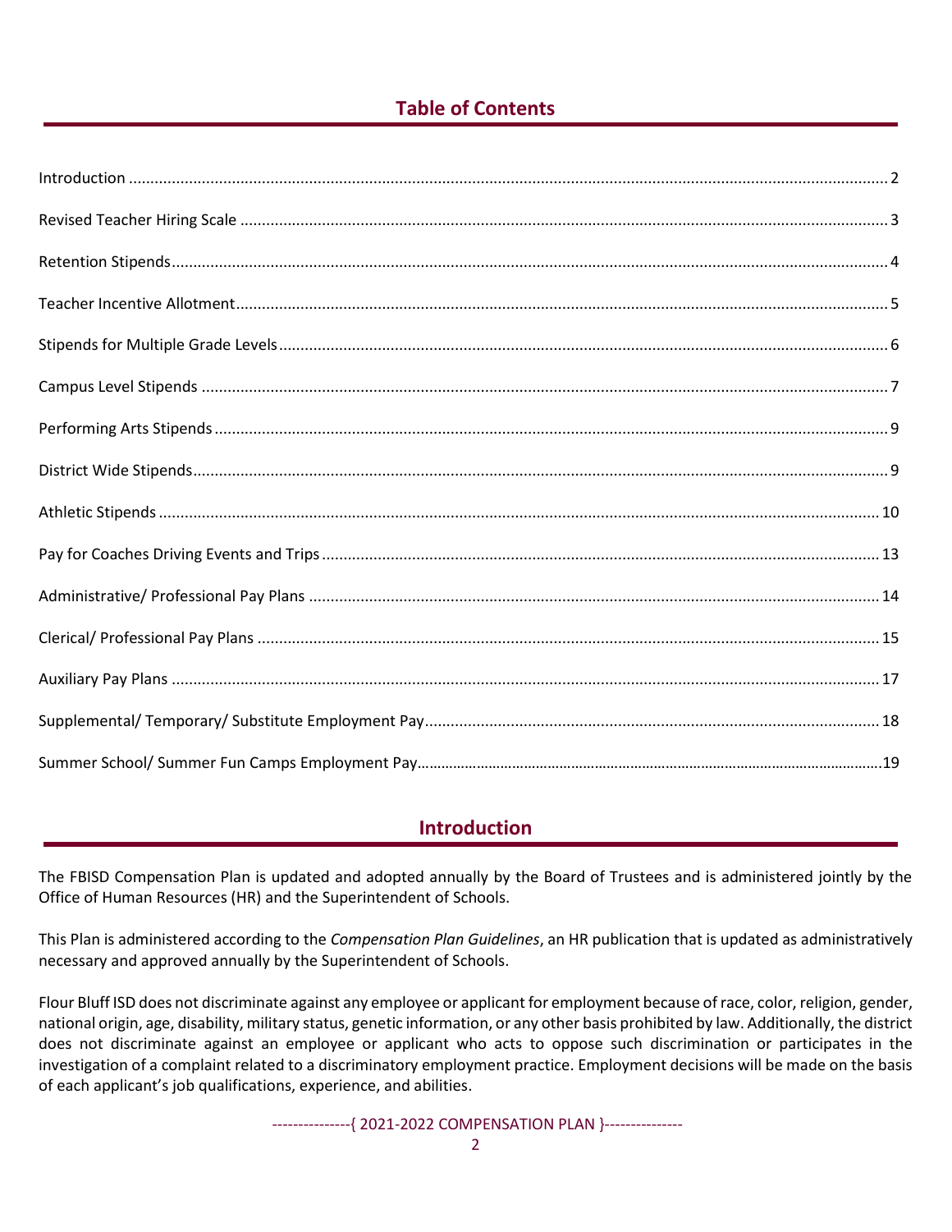## Table of Contents

Introduction ........ 2

Revised Teacher Hiring Scale ........ 3

Retention Stipends ........ 4

Teacher Incentive Allotment ........ 5

Stipends for Multiple Grade Levels ........ 6

Campus Level Stipends ........ 7

Performing Arts Stipends ........ 9

District Wide Stipends ........ 9

Athletic Stipends ........ 10

Pay for Coaches Driving Events and Trips ........ 13

Administrative/ Professional Pay Plans ........ 14

Clerical/ Professional Pay Plans ........ 15

Auxiliary Pay Plans ........ 17

Supplemental/ Temporary/ Substitute Employment Pay ........ 18

Summer School/ Summer Fun Camps Employment Pay ........ 19

## Introduction

The FBISD Compensation Plan is updated and adopted annually by the Board of Trustees and is administered jointly by the Office of Human Resources (HR) and the Superintendent of Schools.

This Plan is administered according to the *Compensation Plan Guidelines*, an HR publication that is updated as administratively necessary and approved annually by the Superintendent of Schools.

Flour Bluff ISD does not discriminate against any employee or applicant for employment because of race, color, religion, gender, national origin, age, disability, military status, genetic information, or any other basis prohibited by law. Additionally, the district does not discriminate against an employee or applicant who acts to oppose such discrimination or participates in the investigation of a complaint related to a discriminatory employment practice. Employment decisions will be made on the basis of each applicant's job qualifications, experience, and abilities.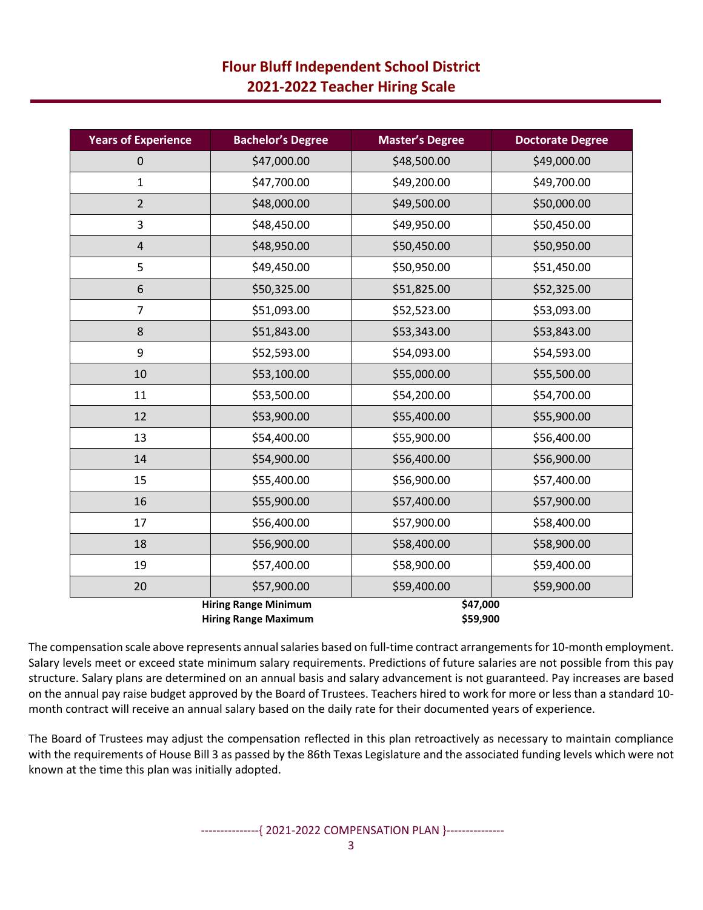# Flour Bluff Independent School District
## 2021-2022 Teacher Hiring Scale

| Years of Experience | Bachelor's Degree | Master's Degree | Doctorate Degree |
|---|---|---|---|
| 0 | $47,000.00 | $48,500.00 | $49,000.00 |
| 1 | $47,700.00 | $49,200.00 | $49,700.00 |
| 2 | $48,000.00 | $49,500.00 | $50,000.00 |
| 3 | $48,450.00 | $49,950.00 | $50,450.00 |
| 4 | $48,950.00 | $50,450.00 | $50,950.00 |
| 5 | $49,450.00 | $50,950.00 | $51,450.00 |
| 6 | $50,325.00 | $51,825.00 | $52,325.00 |
| 7 | $51,093.00 | $52,523.00 | $53,093.00 |
| 8 | $51,843.00 | $53,343.00 | $53,843.00 |
| 9 | $52,593.00 | $54,093.00 | $54,593.00 |
| 10 | $53,100.00 | $55,000.00 | $55,500.00 |
| 11 | $53,500.00 | $54,200.00 | $54,700.00 |
| 12 | $53,900.00 | $55,400.00 | $55,900.00 |
| 13 | $54,400.00 | $55,900.00 | $56,400.00 |
| 14 | $54,900.00 | $56,400.00 | $56,900.00 |
| 15 | $55,400.00 | $56,900.00 | $57,400.00 |
| 16 | $55,900.00 | $57,400.00 | $57,900.00 |
| 17 | $56,400.00 | $57,900.00 | $58,400.00 |
| 18 | $56,900.00 | $58,400.00 | $58,900.00 |
| 19 | $57,400.00 | $58,900.00 | $59,400.00 |
| 20 | $57,900.00 | $59,400.00 | $59,900.00 |

**Hiring Range Minimum** **$47,000**
**Hiring Range Maximum** **$59,900**

The compensation scale above represents annual salaries based on full-time contract arrangements for 10-month employment. Salary levels meet or exceed state minimum salary requirements. Predictions of future salaries are not possible from this pay structure. Salary plans are determined on an annual basis and salary advancement is not guaranteed. Pay increases are based on the annual pay raise budget approved by the Board of Trustees. Teachers hired to work for more or less than a standard 10-month contract will receive an annual salary based on the daily rate for their documented years of experience.

The Board of Trustees may adjust the compensation reflected in this plan retroactively as necessary to maintain compliance with the requirements of House Bill 3 as passed by the 86th Texas Legislature and the associated funding levels which were not known at the time this plan was initially adopted.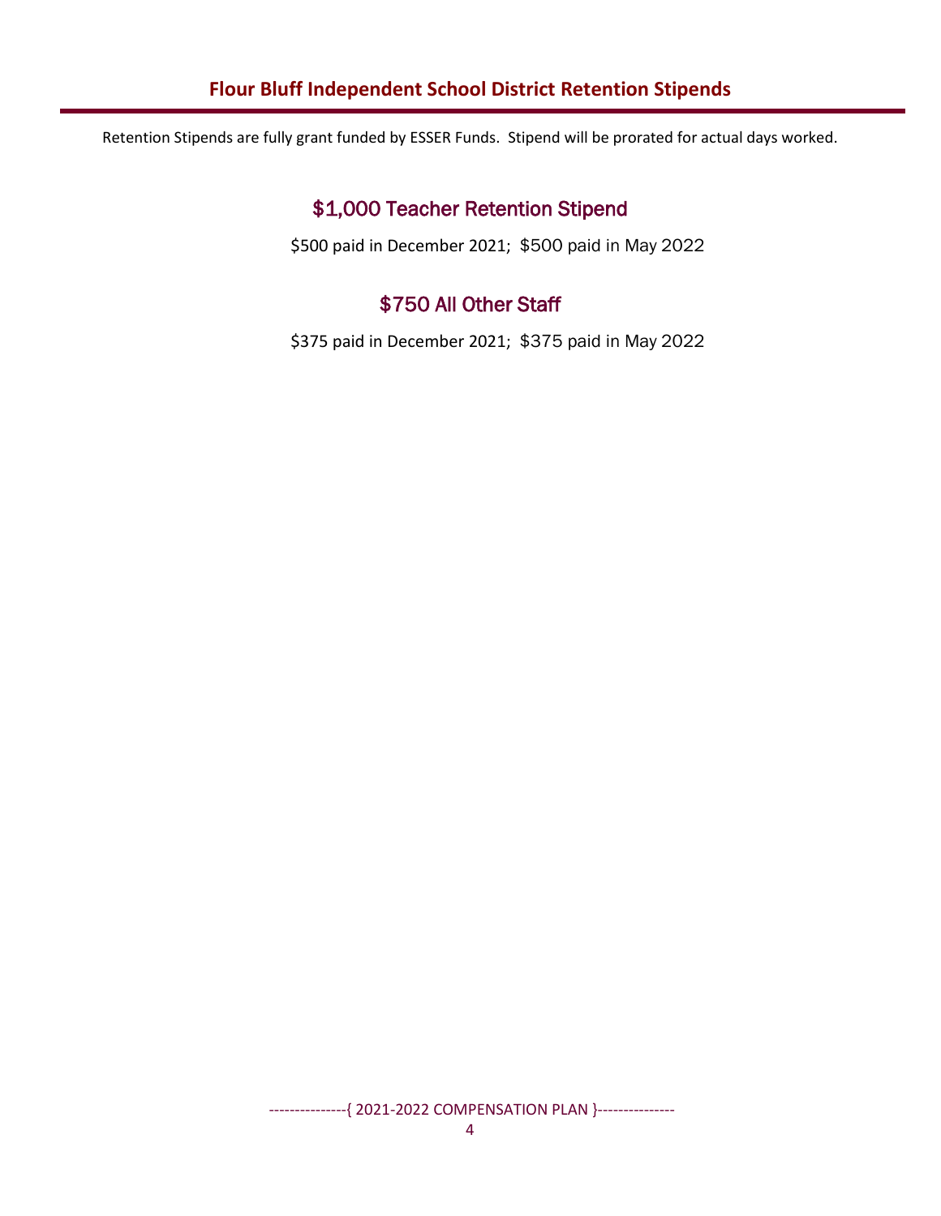# Flour Bluff Independent School District Retention Stipends

Retention Stipends are fully grant funded by ESSER Funds. Stipend will be prorated for actual days worked.

## $1,000 Teacher Retention Stipend

$500 paid in December 2021; $500 paid in May 2022

## $750 All Other Staff

$375 paid in December 2021; $375 paid in May 2022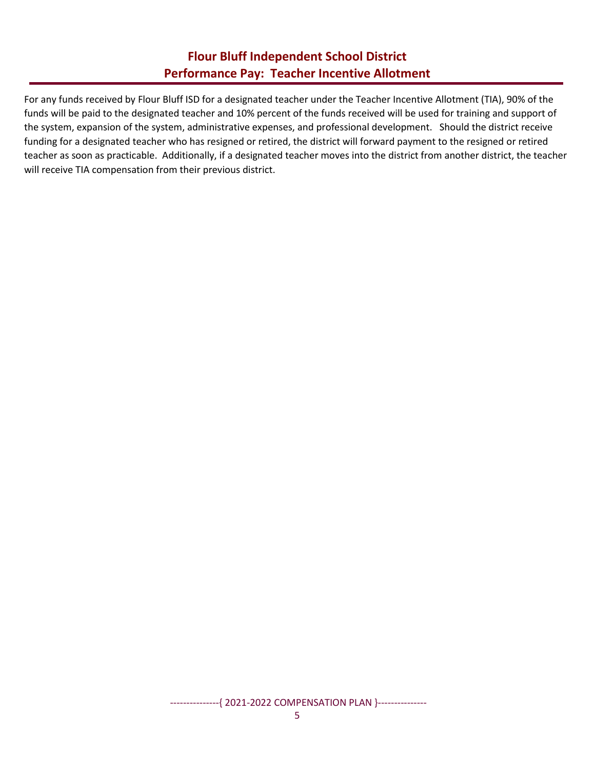# Flour Bluff Independent School District
## Performance Pay: Teacher Incentive Allotment

For any funds received by Flour Bluff ISD for a designated teacher under the Teacher Incentive Allotment (TIA), 90% of the funds will be paid to the designated teacher and 10% percent of the funds received will be used for training and support of the system, expansion of the system, administrative expenses, and professional development. Should the district receive funding for a designated teacher who has resigned or retired, the district will forward payment to the resigned or retired teacher as soon as practicable. Additionally, if a designated teacher moves into the district from another district, the teacher will receive TIA compensation from their previous district.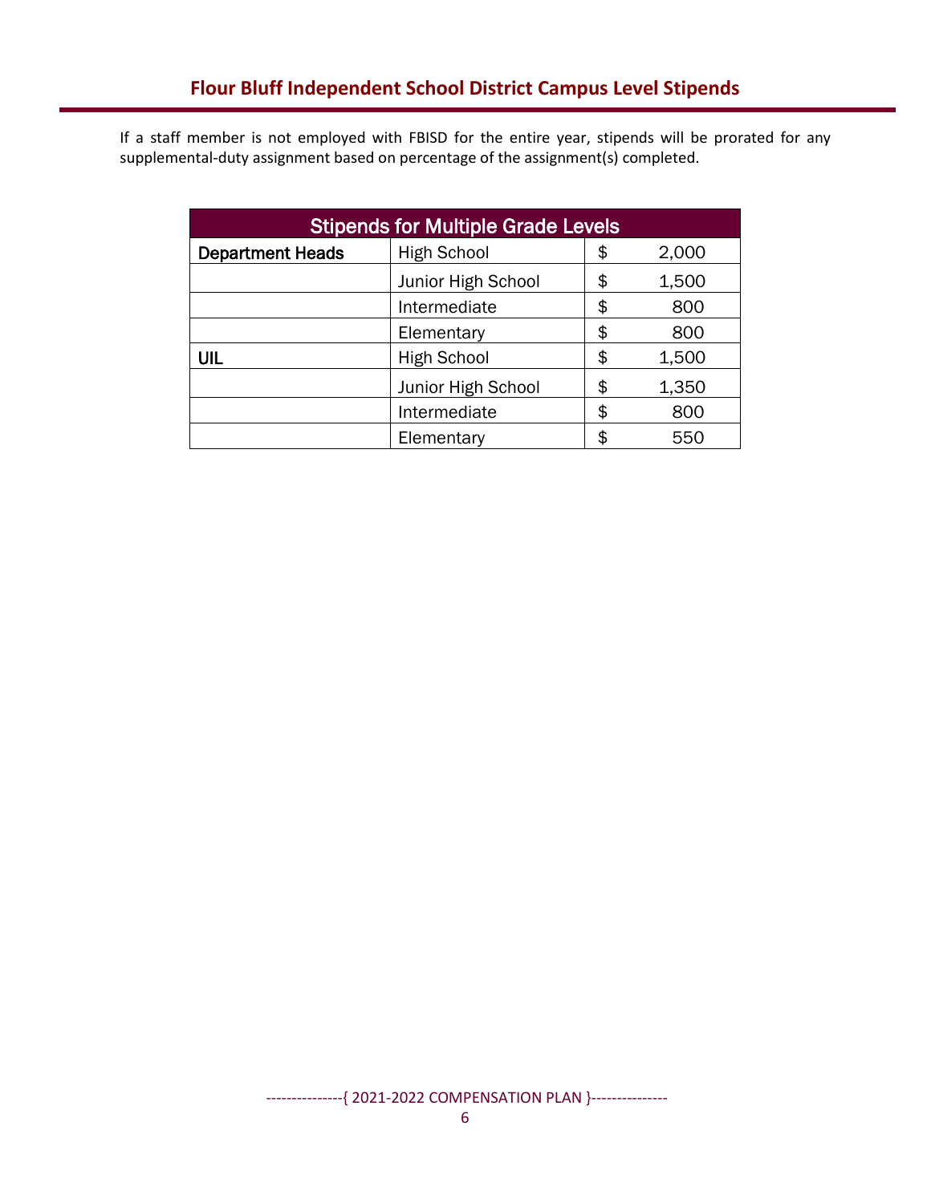# Flour Bluff Independent School District Campus Level Stipends

If a staff member is not employed with FBISD for the entire year, stipends will be prorated for any supplemental-duty assignment based on percentage of the assignment(s) completed.

| Stipends for Multiple Grade Levels | | |
|---|---|---|
| **Department Heads** | High School | $ 2,000 |
| | Junior High School | $ 1,500 |
| | Intermediate | $ 800 |
| | Elementary | $ 800 |
| **UIL** | High School | $ 1,500 |
| | Junior High School | $ 1,350 |
| | Intermediate | $ 800 |
| | Elementary | $ 550 |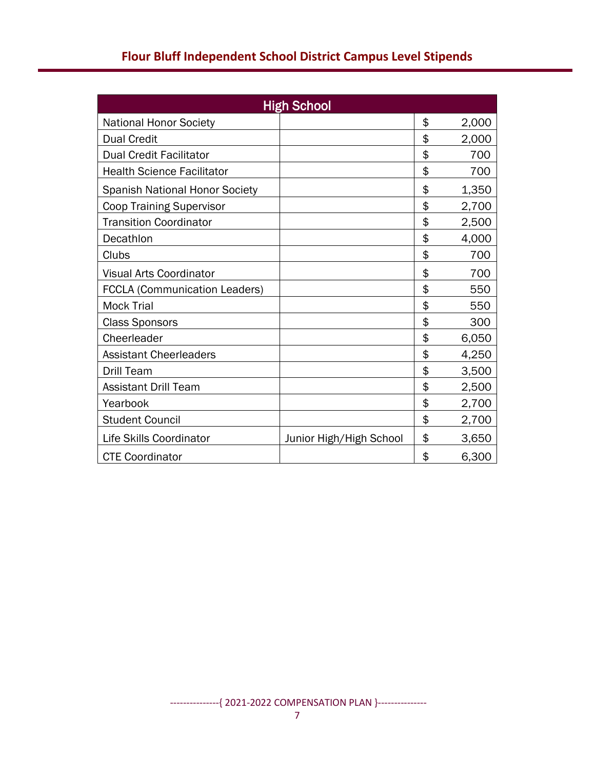## Flour Bluff Independent School District Campus Level Stipends

| High School | | | |
|---|---|---|---|
| National Honor Society | | $ | 2,000 |
| Dual Credit | | $ | 2,000 |
| Dual Credit Facilitator | | $ | 700 |
| Health Science Facilitator | | $ | 700 |
| Spanish National Honor Society | | $ | 1,350 |
| Coop Training Supervisor | | $ | 2,700 |
| Transition Coordinator | | $ | 2,500 |
| Decathlon | | $ | 4,000 |
| Clubs | | $ | 700 |
| Visual Arts Coordinator | | $ | 700 |
| FCCLA (Communication Leaders) | | $ | 550 |
| Mock Trial | | $ | 550 |
| Class Sponsors | | $ | 300 |
| Cheerleader | | $ | 6,050 |
| Assistant Cheerleaders | | $ | 4,250 |
| Drill Team | | $ | 3,500 |
| Assistant Drill Team | | $ | 2,500 |
| Yearbook | | $ | 2,700 |
| Student Council | | $ | 2,700 |
| Life Skills Coordinator | Junior High/High School | $ | 3,650 |
| CTE Coordinator | | $ | 6,300 |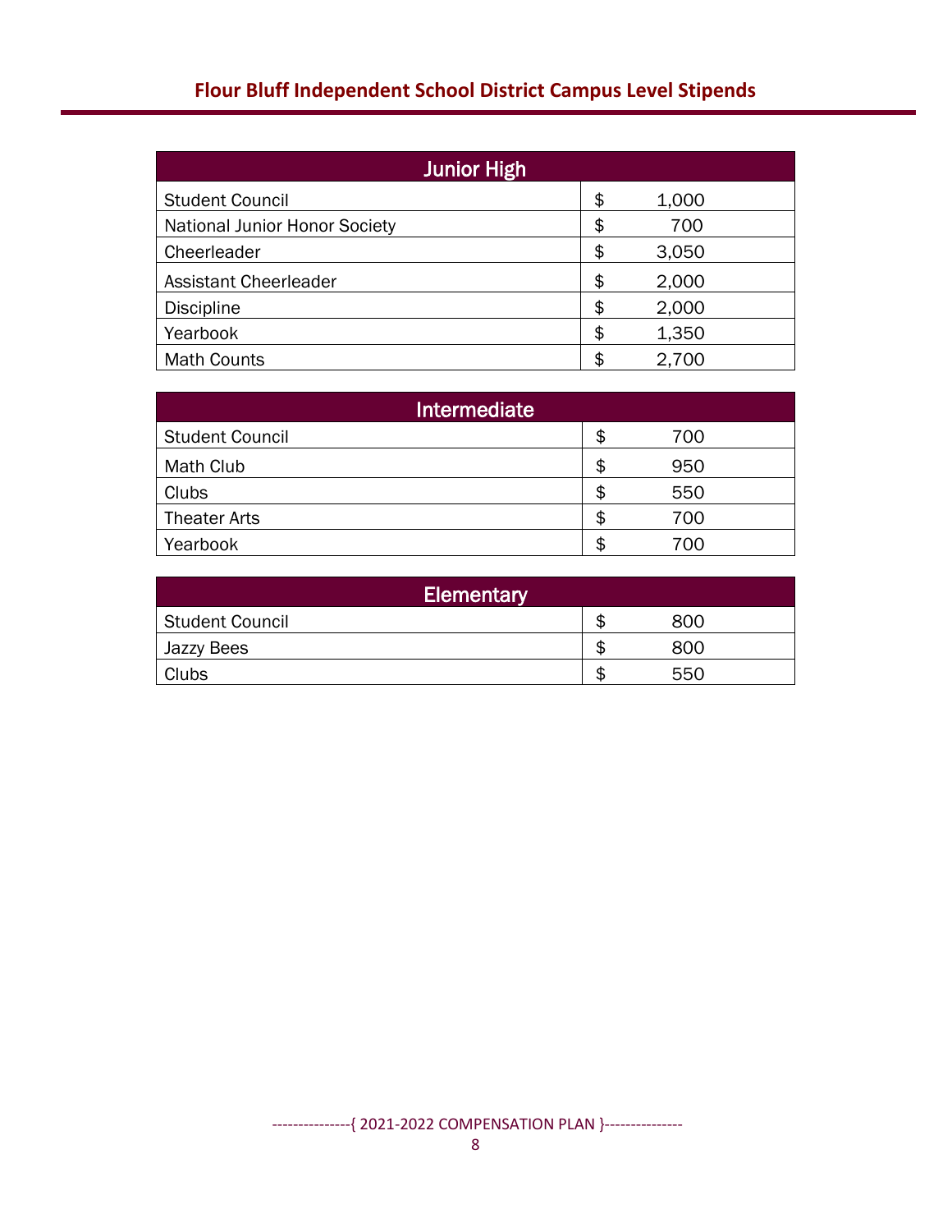# Flour Bluff Independent School District Campus Level Stipends

| Junior High | |
|---|---|
| Student Council | $ 1,000 |
| National Junior Honor Society | $ 700 |
| Cheerleader | $ 3,050 |
| Assistant Cheerleader | $ 2,000 |
| Discipline | $ 2,000 |
| Yearbook | $ 1,350 |
| Math Counts | $ 2,700 |

| Intermediate | |
|---|---|
| Student Council | $ 700 |
| Math Club | $ 950 |
| Clubs | $ 550 |
| Theater Arts | $ 700 |
| Yearbook | $ 700 |

| Elementary | |
|---|---|
| Student Council | $ 800 |
| Jazzy Bees | $ 800 |
| Clubs | $ 550 |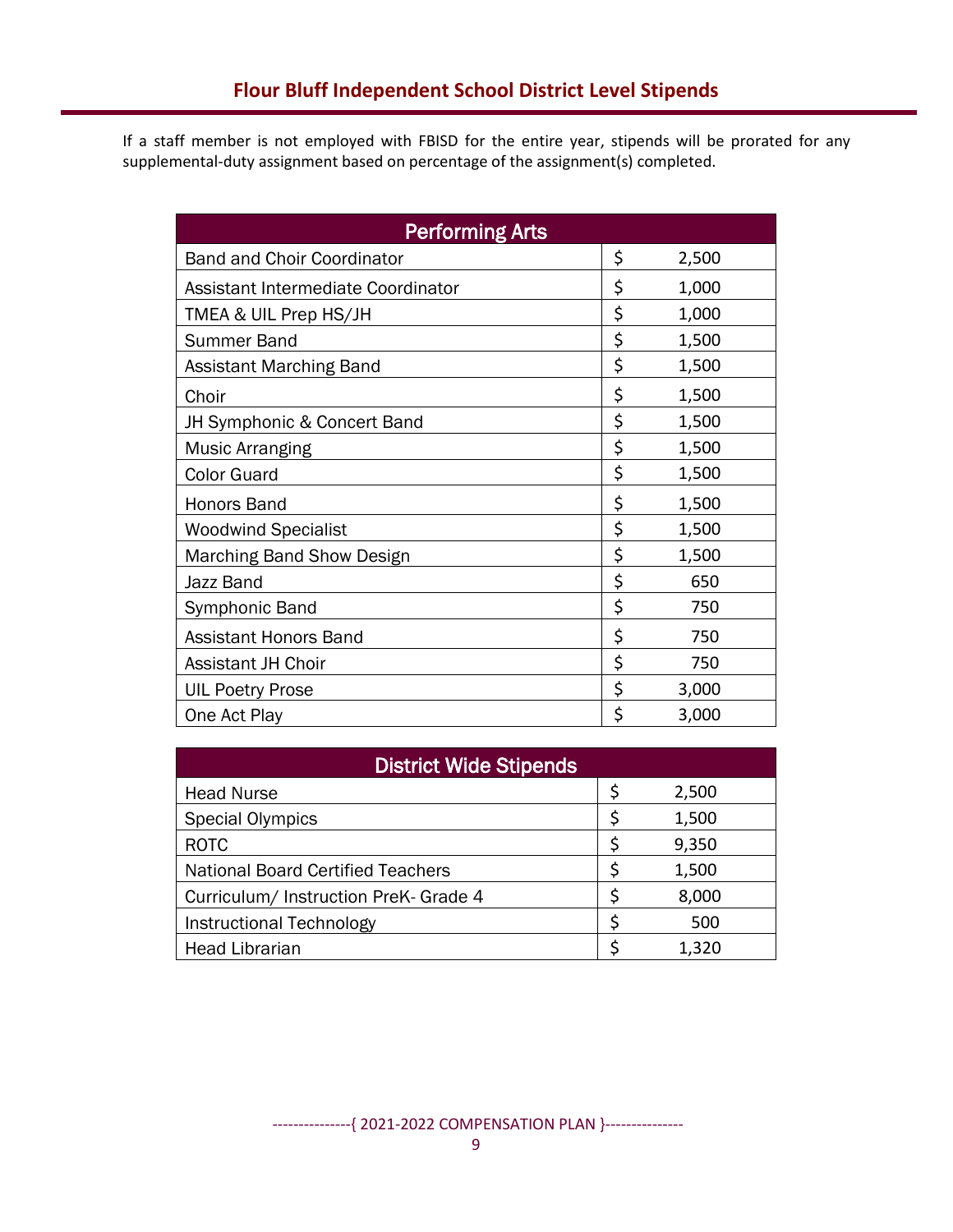## Flour Bluff Independent School District Level Stipends

If a staff member is not employed with FBISD for the entire year, stipends will be prorated for any supplemental-duty assignment based on percentage of the assignment(s) completed.

| Performing Arts | | |
|---|---|---|
| Band and Choir Coordinator | $ | 2,500 |
| Assistant Intermediate Coordinator | $ | 1,000 |
| TMEA & UIL Prep HS/JH | $ | 1,000 |
| Summer Band | $ | 1,500 |
| Assistant Marching Band | $ | 1,500 |
| Choir | $ | 1,500 |
| JH Symphonic & Concert Band | $ | 1,500 |
| Music Arranging | $ | 1,500 |
| Color Guard | $ | 1,500 |
| Honors Band | $ | 1,500 |
| Woodwind Specialist | $ | 1,500 |
| Marching Band Show Design | $ | 1,500 |
| Jazz Band | $ | 650 |
| Symphonic Band | $ | 750 |
| Assistant Honors Band | $ | 750 |
| Assistant JH Choir | $ | 750 |
| UIL Poetry Prose | $ | 3,000 |
| One Act Play | $ | 3,000 |

| District Wide Stipends | | |
|---|---|---|
| Head Nurse | $ | 2,500 |
| Special Olympics | $ | 1,500 |
| ROTC | $ | 9,350 |
| National Board Certified Teachers | $ | 1,500 |
| Curriculum/ Instruction PreK- Grade 4 | $ | 8,000 |
| Instructional Technology | $ | 500 |
| Head Librarian | $ | 1,320 |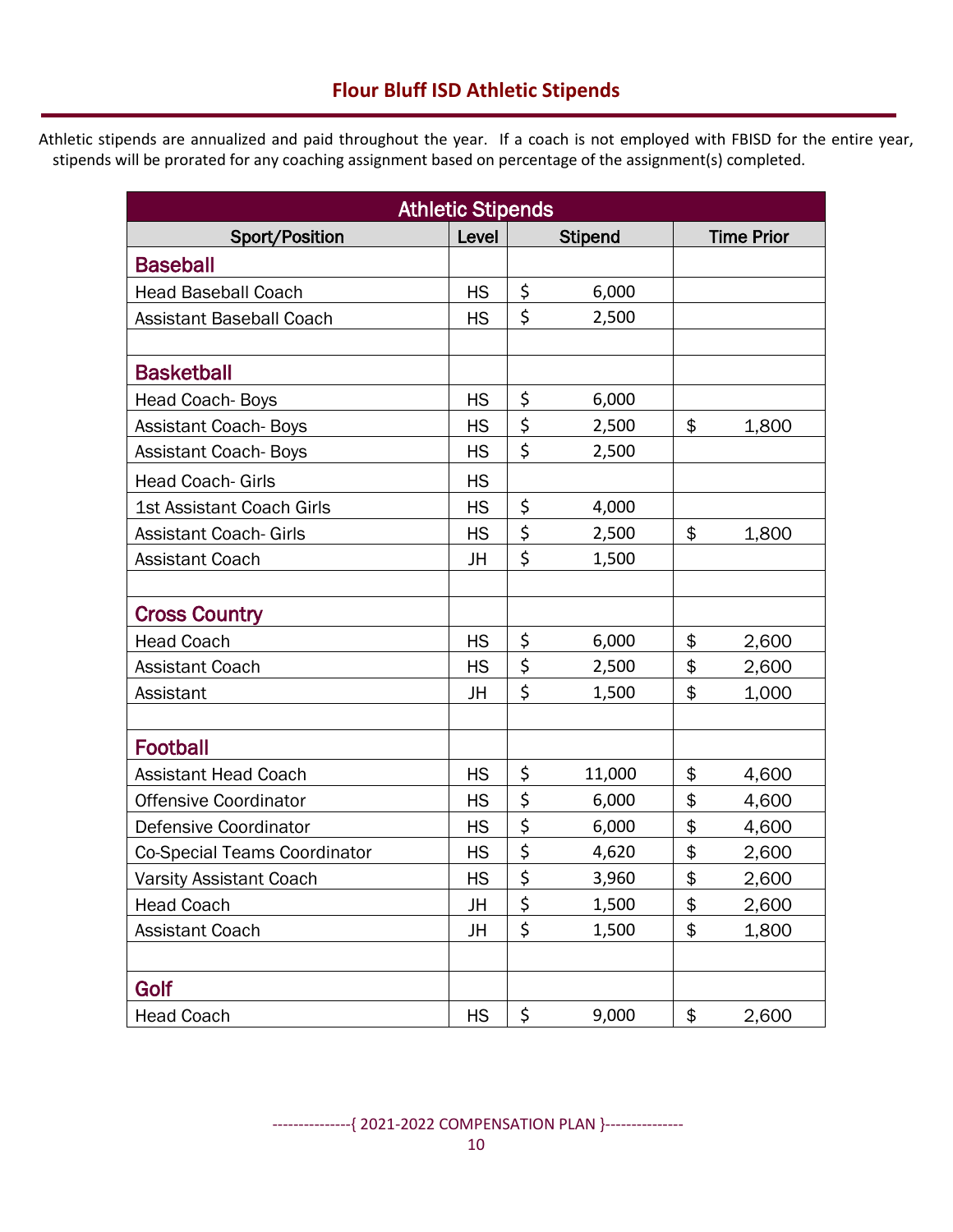## Flour Bluff ISD Athletic Stipends

Athletic stipends are annualized and paid throughout the year. If a coach is not employed with FBISD for the entire year, stipends will be prorated for any coaching assignment based on percentage of the assignment(s) completed.

| Athletic Stipends | | | |
|---|---|---|---|
| **Sport/Position** | **Level** | **Stipend** | **Time Prior** |
| **Baseball** | | | |
| Head Baseball Coach | HS | $ 6,000 | |
| Assistant Baseball Coach | HS | $ 2,500 | |
| | | | |
| **Basketball** | | | |
| Head Coach- Boys | HS | $ 6,000 | |
| Assistant Coach- Boys | HS | $ 2,500 | $ 1,800 |
| Assistant Coach- Boys | HS | $ 2,500 | |
| Head Coach- Girls | HS | | |
| 1st Assistant Coach Girls | HS | $ 4,000 | |
| Assistant Coach- Girls | HS | $ 2,500 | $ 1,800 |
| Assistant Coach | JH | $ 1,500 | |
| | | | |
| **Cross Country** | | | |
| Head Coach | HS | $ 6,000 | $ 2,600 |
| Assistant Coach | HS | $ 2,500 | $ 2,600 |
| Assistant | JH | $ 1,500 | $ 1,000 |
| | | | |
| **Football** | | | |
| Assistant Head Coach | HS | $ 11,000 | $ 4,600 |
| Offensive Coordinator | HS | $ 6,000 | $ 4,600 |
| Defensive Coordinator | HS | $ 6,000 | $ 4,600 |
| Co-Special Teams Coordinator | HS | $ 4,620 | $ 2,600 |
| Varsity Assistant Coach | HS | $ 3,960 | $ 2,600 |
| Head Coach | JH | $ 1,500 | $ 2,600 |
| Assistant Coach | JH | $ 1,500 | $ 1,800 |
| | | | |
| **Golf** | | | |
| Head Coach | HS | $ 9,000 | $ 2,600 |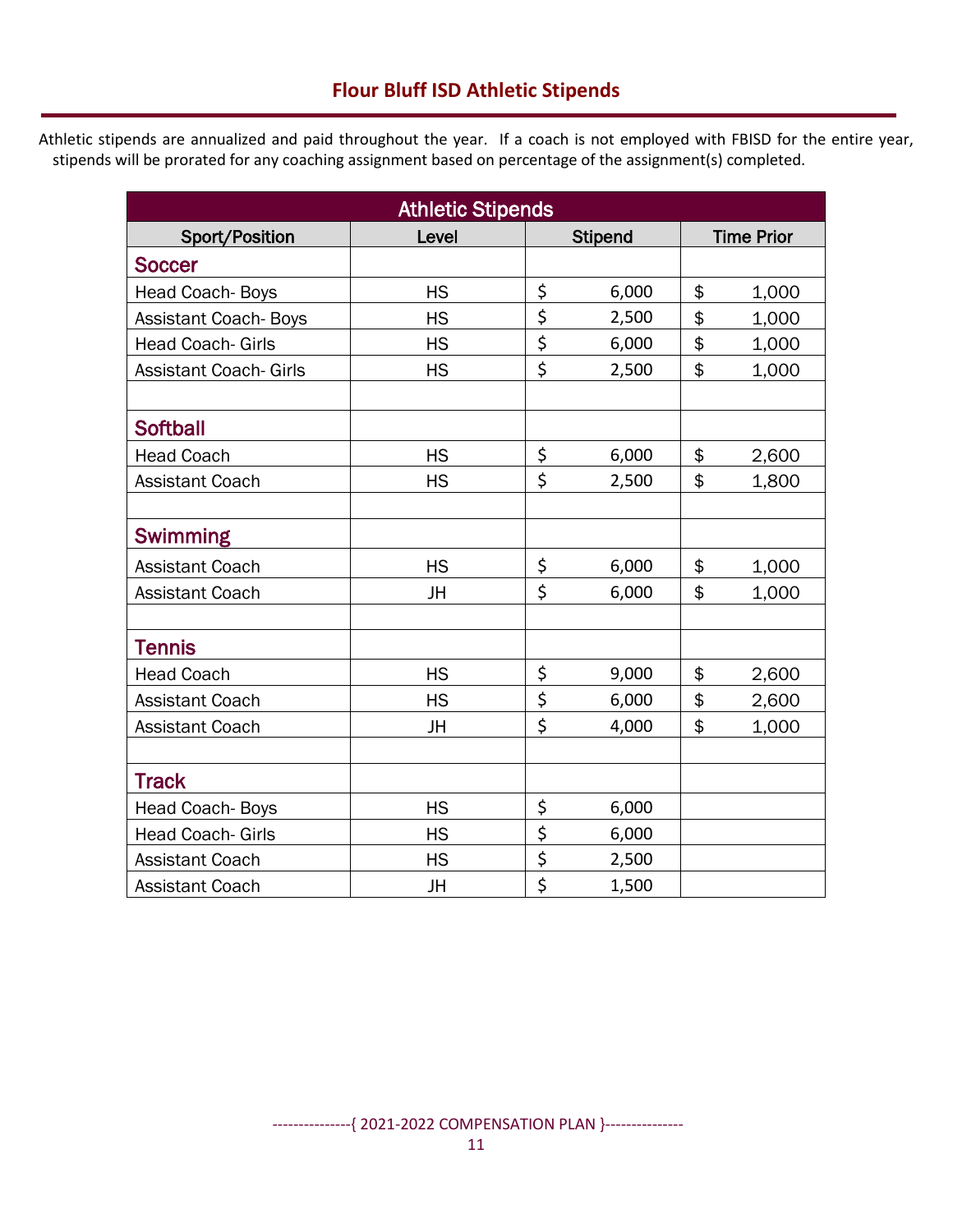## Flour Bluff ISD Athletic Stipends

Athletic stipends are annualized and paid throughout the year. If a coach is not employed with FBISD for the entire year, stipends will be prorated for any coaching assignment based on percentage of the assignment(s) completed.

| Athletic Stipends | | | |
|---|---|---|---|
| **Sport/Position** | **Level** | **Stipend** | **Time Prior** |
| **Soccer** | | | |
| Head Coach- Boys | HS | $ 6,000 | $ 1,000 |
| Assistant Coach- Boys | HS | $ 2,500 | $ 1,000 |
| Head Coach- Girls | HS | $ 6,000 | $ 1,000 |
| Assistant Coach- Girls | HS | $ 2,500 | $ 1,000 |
| | | | |
| **Softball** | | | |
| Head Coach | HS | $ 6,000 | $ 2,600 |
| Assistant Coach | HS | $ 2,500 | $ 1,800 |
| | | | |
| **Swimming** | | | |
| Assistant Coach | HS | $ 6,000 | $ 1,000 |
| Assistant Coach | JH | $ 6,000 | $ 1,000 |
| | | | |
| **Tennis** | | | |
| Head Coach | HS | $ 9,000 | $ 2,600 |
| Assistant Coach | HS | $ 6,000 | $ 2,600 |
| Assistant Coach | JH | $ 4,000 | $ 1,000 |
| | | | |
| **Track** | | | |
| Head Coach- Boys | HS | $ 6,000 | |
| Head Coach- Girls | HS | $ 6,000 | |
| Assistant Coach | HS | $ 2,500 | |
| Assistant Coach | JH | $ 1,500 | |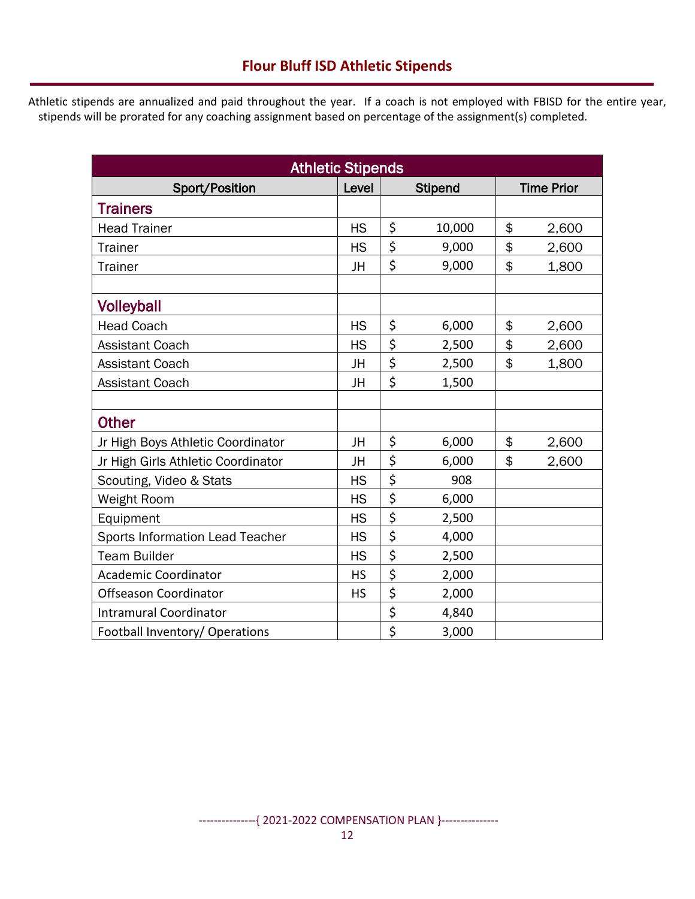## Flour Bluff ISD Athletic Stipends

Athletic stipends are annualized and paid throughout the year. If a coach is not employed with FBISD for the entire year, stipends will be prorated for any coaching assignment based on percentage of the assignment(s) completed.

| Athletic Stipends | | | |
|---|---|---|---|
| Sport/Position | Level | Stipend | Time Prior |
| **Trainers** | | | |
| Head Trainer | HS | $ 10,000 | $ 2,600 |
| Trainer | HS | $ 9,000 | $ 2,600 |
| Trainer | JH | $ 9,000 | $ 1,800 |
| | | | |
| **Volleyball** | | | |
| Head Coach | HS | $ 6,000 | $ 2,600 |
| Assistant Coach | HS | $ 2,500 | $ 2,600 |
| Assistant Coach | JH | $ 2,500 | $ 1,800 |
| Assistant Coach | JH | $ 1,500 | |
| | | | |
| **Other** | | | |
| Jr High Boys Athletic Coordinator | JH | $ 6,000 | $ 2,600 |
| Jr High Girls Athletic Coordinator | JH | $ 6,000 | $ 2,600 |
| Scouting, Video & Stats | HS | $ 908 | |
| Weight Room | HS | $ 6,000 | |
| Equipment | HS | $ 2,500 | |
| Sports Information Lead Teacher | HS | $ 4,000 | |
| Team Builder | HS | $ 2,500 | |
| Academic Coordinator | HS | $ 2,000 | |
| Offseason Coordinator | HS | $ 2,000 | |
| Intramural Coordinator | | $ 4,840 | |
| Football Inventory/ Operations | | $ 3,000 | |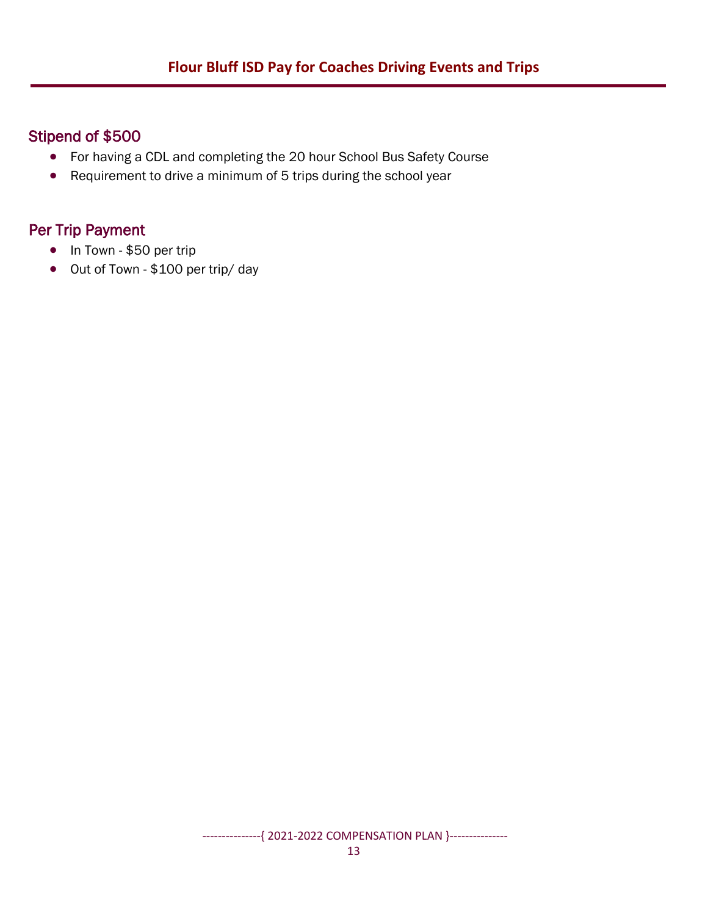# Flour Bluff ISD Pay for Coaches Driving Events and Trips

## Stipend of $500

- For having a CDL and completing the 20 hour School Bus Safety Course
- Requirement to drive a minimum of 5 trips during the school year

## Per Trip Payment

- In Town - $50 per trip
- Out of Town - $100 per trip/ day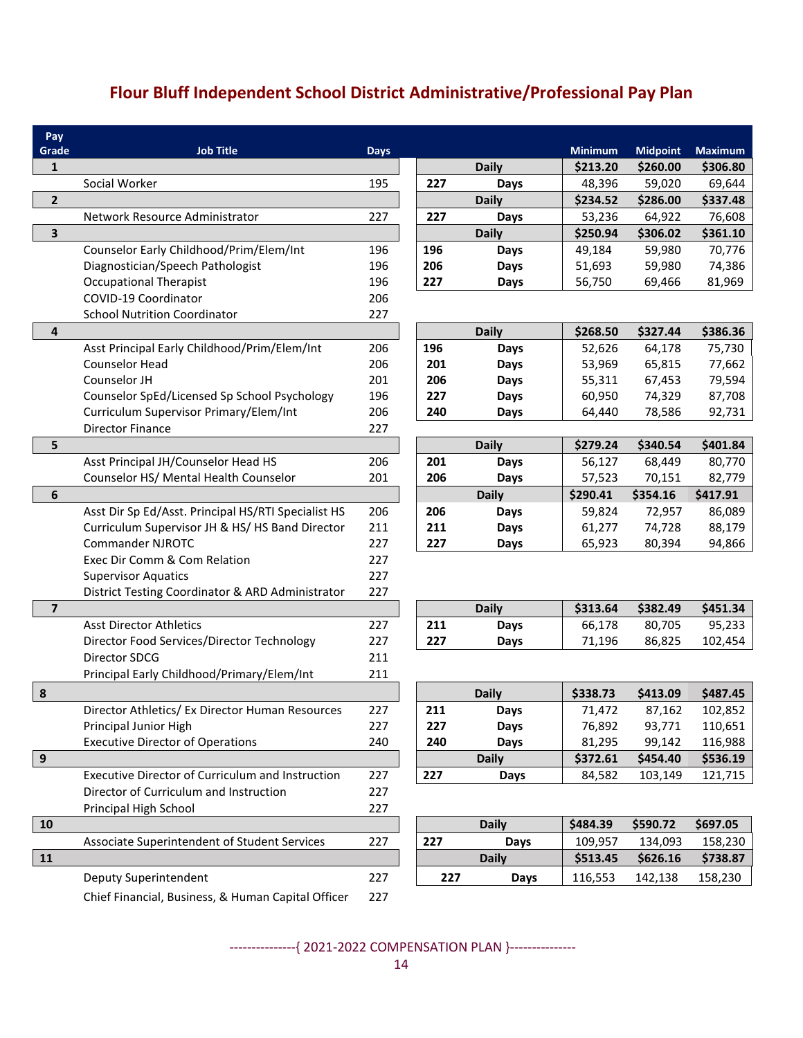# Flour Bluff Independent School District Administrative/Professional Pay Plan

| Pay Grade | Job Title | Days | | | Minimum | Midpoint | Maximum |
|---|---|---|---|---|---|---|---|
| 1 | | | | Daily | $213.20 | $260.00 | $306.80 |
| | Social Worker | 195 | 227 | Days | 48,396 | 59,020 | 69,644 |
| 2 | | | | Daily | $234.52 | $286.00 | $337.48 |
| | Network Resource Administrator | 227 | 227 | Days | 53,236 | 64,922 | 76,608 |
| 3 | | | | Daily | $250.94 | $306.02 | $361.10 |
| | Counselor Early Childhood/Prim/Elem/Int | 196 | 196 | Days | 49,184 | 59,980 | 70,776 |
| | Diagnostician/Speech Pathologist | 196 | 206 | Days | 51,693 | 59,980 | 74,386 |
| | Occupational Therapist | 196 | 227 | Days | 56,750 | 69,466 | 81,969 |
| | COVID-19 Coordinator | 206 | | | | | |
| | School Nutrition Coordinator | 227 | | | | | |
| 4 | | | | Daily | $268.50 | $327.44 | $386.36 |
| | Asst Principal Early Childhood/Prim/Elem/Int | 206 | 196 | Days | 52,626 | 64,178 | 75,730 |
| | Counselor Head | 206 | 201 | Days | 53,969 | 65,815 | 77,662 |
| | Counselor JH | 201 | 206 | Days | 55,311 | 67,453 | 79,594 |
| | Counselor SpEd/Licensed Sp School Psychology | 196 | 227 | Days | 60,950 | 74,329 | 87,708 |
| | Curriculum Supervisor Primary/Elem/Int | 206 | 240 | Days | 64,440 | 78,586 | 92,731 |
| | Director Finance | 227 | | | | | |
| 5 | | | | Daily | $279.24 | $340.54 | $401.84 |
| | Asst Principal JH/Counselor Head HS | 206 | 201 | Days | 56,127 | 68,449 | 80,770 |
| | Counselor HS/ Mental Health Counselor | 201 | 206 | Days | 57,523 | 70,151 | 82,779 |
| 6 | | | | Daily | $290.41 | $354.16 | $417.91 |
| | Asst Dir Sp Ed/Asst. Principal HS/RTI Specialist HS | 206 | 206 | Days | 59,824 | 72,957 | 86,089 |
| | Curriculum Supervisor JH & HS/ HS Band Director | 211 | 211 | Days | 61,277 | 74,728 | 88,179 |
| | Commander NJROTC | 227 | 227 | Days | 65,923 | 80,394 | 94,866 |
| | Exec Dir Comm & Com Relation | 227 | | | | | |
| | Supervisor Aquatics | 227 | | | | | |
| | District Testing Coordinator & ARD Administrator | 227 | | | | | |
| 7 | | | | Daily | $313.64 | $382.49 | $451.34 |
| | Asst Director Athletics | 227 | 211 | Days | 66,178 | 80,705 | 95,233 |
| | Director Food Services/Director Technology | 227 | 227 | Days | 71,196 | 86,825 | 102,454 |
| | Director SDCG | 211 | | | | | |
| | Principal Early Childhood/Primary/Elem/Int | 211 | | | | | |
| 8 | | | | Daily | $338.73 | $413.09 | $487.45 |
| | Director Athletics/ Ex Director Human Resources | 227 | 211 | Days | 71,472 | 87,162 | 102,852 |
| | Principal Junior High | 227 | 227 | Days | 76,892 | 93,771 | 110,651 |
| | Executive Director of Operations | 240 | 240 | Days | 81,295 | 99,142 | 116,988 |
| 9 | | | | Daily | $372.61 | $454.40 | $536.19 |
| | Executive Director of Curriculum and Instruction | 227 | 227 | Days | 84,582 | 103,149 | 121,715 |
| | Director of Curriculum and Instruction | 227 | | | | | |
| | Principal High School | 227 | | | | | |
| 10 | | | | Daily | $484.39 | $590.72 | $697.05 |
| | Associate Superintendent of Student Services | 227 | 227 | Days | 109,957 | 134,093 | 158,230 |
| 11 | | | | Daily | $513.45 | $626.16 | $738.87 |
| | Deputy Superintendent | 227 | 227 | Days | 116,553 | 142,138 | 158,230 |
| | Chief Financial, Business, & Human Capital Officer | 227 | | | | | |

---------------{ 2021-2022 COMPENSATION PLAN }---------------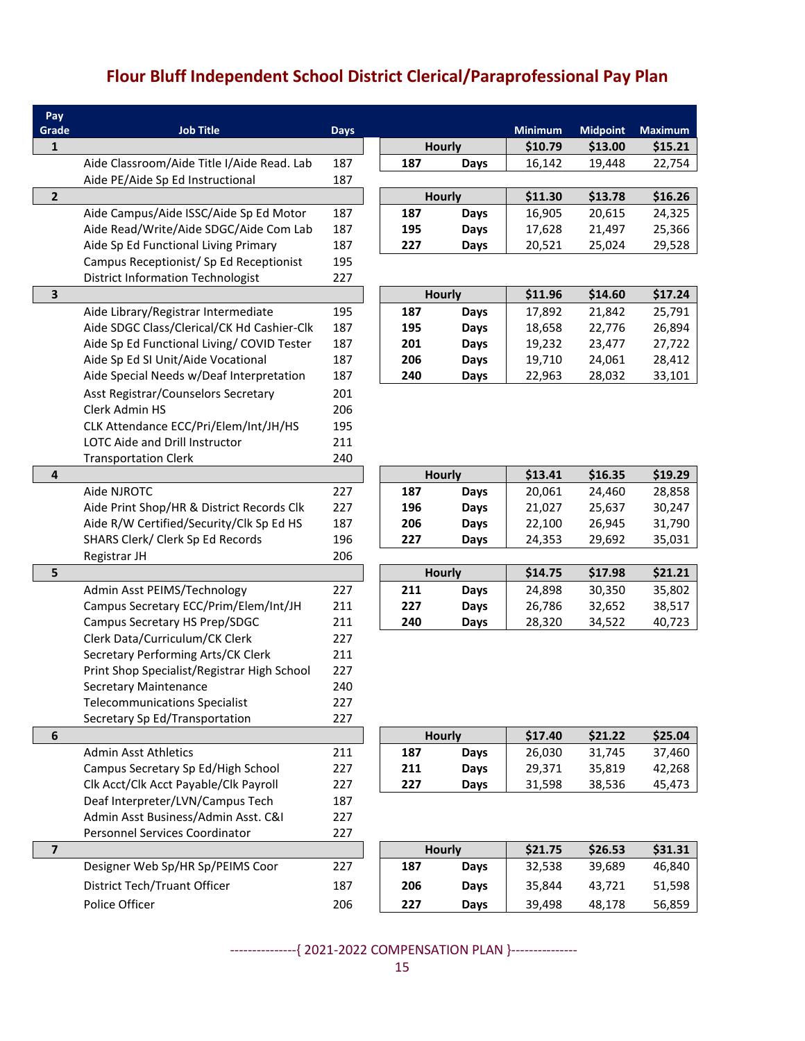# Flour Bluff Independent School District Clerical/Paraprofessional Pay Plan

| Pay Grade | Job Title | Days | | | Minimum | Midpoint | Maximum |
|---|---|---|---|---|---|---|---|
| **1** | | | **Hourly** | | **$10.79** | **$13.00** | **$15.21** |
| | Aide Classroom/Aide Title I/Aide Read. Lab | 187 | **187** | **Days** | 16,142 | 19,448 | 22,754 |
| | Aide PE/Aide Sp Ed Instructional | 187 | | | | | |
| **2** | | | **Hourly** | | **$11.30** | **$13.78** | **$16.26** |
| | Aide Campus/Aide ISSC/Aide Sp Ed Motor | 187 | **187** | **Days** | 16,905 | 20,615 | 24,325 |
| | Aide Read/Write/Aide SDGC/Aide Com Lab | 187 | **195** | **Days** | 17,628 | 21,497 | 25,366 |
| | Aide Sp Ed Functional Living Primary | 187 | **227** | **Days** | 20,521 | 25,024 | 29,528 |
| | Campus Receptionist/ Sp Ed Receptionist | 195 | | | | | |
| | District Information Technologist | 227 | | | | | |
| **3** | | | **Hourly** | | **$11.96** | **$14.60** | **$17.24** |
| | Aide Library/Registrar Intermediate | 195 | **187** | **Days** | 17,892 | 21,842 | 25,791 |
| | Aide SDGC Class/Clerical/CK Hd Cashier-Clk | 187 | **195** | **Days** | 18,658 | 22,776 | 26,894 |
| | Aide Sp Ed Functional Living/ COVID Tester | 187 | **201** | **Days** | 19,232 | 23,477 | 27,722 |
| | Aide Sp Ed SI Unit/Aide Vocational | 187 | **206** | **Days** | 19,710 | 24,061 | 28,412 |
| | Aide Special Needs w/Deaf Interpretation | 187 | **240** | **Days** | 22,963 | 28,032 | 33,101 |
| | Asst Registrar/Counselors Secretary | 201 | | | | | |
| | Clerk Admin HS | 206 | | | | | |
| | CLK Attendance ECC/Pri/Elem/Int/JH/HS | 195 | | | | | |
| | LOTC Aide and Drill Instructor | 211 | | | | | |
| | Transportation Clerk | 240 | | | | | |
| **4** | | | **Hourly** | | **$13.41** | **$16.35** | **$19.29** |
| | Aide NJROTC | 227 | **187** | **Days** | 20,061 | 24,460 | 28,858 |
| | Aide Print Shop/HR & District Records Clk | 227 | **196** | **Days** | 21,027 | 25,637 | 30,247 |
| | Aide R/W Certified/Security/Clk Sp Ed HS | 187 | **206** | **Days** | 22,100 | 26,945 | 31,790 |
| | SHARS Clerk/ Clerk Sp Ed Records | 196 | **227** | **Days** | 24,353 | 29,692 | 35,031 |
| | Registrar JH | 206 | | | | | |
| **5** | | | **Hourly** | | **$14.75** | **$17.98** | **$21.21** |
| | Admin Asst PEIMS/Technology | 227 | **211** | **Days** | 24,898 | 30,350 | 35,802 |
| | Campus Secretary ECC/Prim/Elem/Int/JH | 211 | **227** | **Days** | 26,786 | 32,652 | 38,517 |
| | Campus Secretary HS Prep/SDGC | 211 | **240** | **Days** | 28,320 | 34,522 | 40,723 |
| | Clerk Data/Curriculum/CK Clerk | 227 | | | | | |
| | Secretary Performing Arts/CK Clerk | 211 | | | | | |
| | Print Shop Specialist/Registrar High School | 227 | | | | | |
| | Secretary Maintenance | 240 | | | | | |
| | Telecommunications Specialist | 227 | | | | | |
| | Secretary Sp Ed/Transportation | 227 | | | | | |
| **6** | | | **Hourly** | | **$17.40** | **$21.22** | **$25.04** |
| | Admin Asst Athletics | 211 | **187** | **Days** | 26,030 | 31,745 | 37,460 |
| | Campus Secretary Sp Ed/High School | 227 | **211** | **Days** | 29,371 | 35,819 | 42,268 |
| | Clk Acct/Clk Acct Payable/Clk Payroll | 227 | **227** | **Days** | 31,598 | 38,536 | 45,473 |
| | Deaf Interpreter/LVN/Campus Tech | 187 | | | | | |
| | Admin Asst Business/Admin Asst. C&I | 227 | | | | | |
| | Personnel Services Coordinator | 227 | | | | | |
| **7** | | | **Hourly** | | **$21.75** | **$26.53** | **$31.31** |
| | Designer Web Sp/HR Sp/PEIMS Coor | 227 | **187** | **Days** | 32,538 | 39,689 | 46,840 |
| | District Tech/Truant Officer | 187 | **206** | **Days** | 35,844 | 43,721 | 51,598 |
| | Police Officer | 206 | **227** | **Days** | 39,498 | 48,178 | 56,859 |

---------------{ 2021-2022 COMPENSATION PLAN }---------------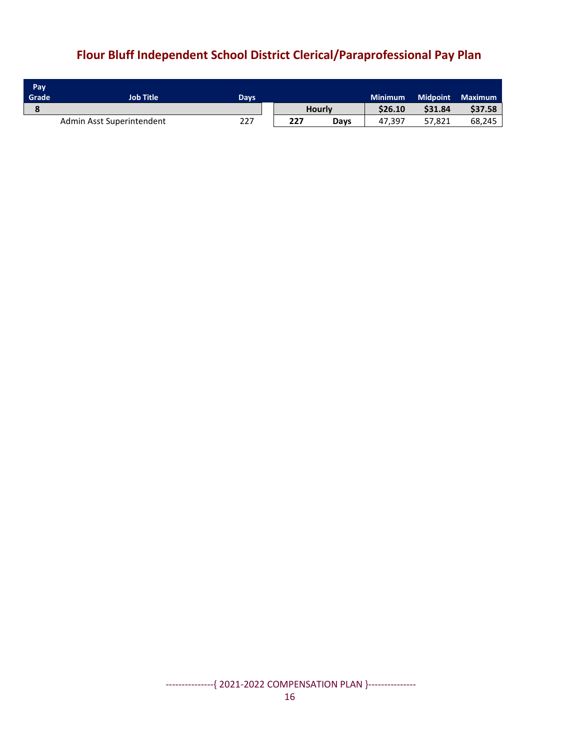## Flour Bluff Independent School District Clerical/Paraprofessional Pay Plan

| Pay Grade | Job Title | Days | | | Minimum | Midpoint | Maximum |
|---|---|---|---|---|---|---|---|
| **8** | | | **Hourly** | | **$26.10** | **$31.84** | **$37.58** |
| | Admin Asst Superintendent | 227 | **227** | **Days** | 47,397 | 57,821 | 68,245 |

---------------{ 2021-2022 COMPENSATION PLAN }---------------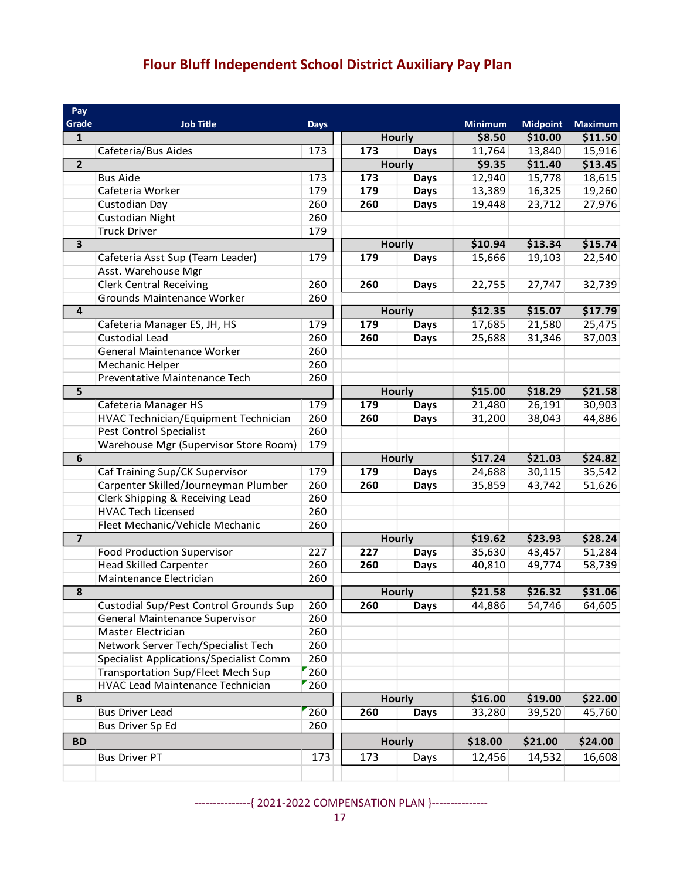# Flour Bluff Independent School District Auxiliary Pay Plan

| Pay Grade | Job Title | Days | | | Minimum | Midpoint | Maximum |
|---|---|---|---|---|---|---|---|
| **1** | | | **Hourly** | | **$8.50** | **$10.00** | **$11.50** |
| | Cafeteria/Bus Aides | 173 | **173** | **Days** | 11,764 | 13,840 | 15,916 |
| **2** | | | **Hourly** | | **$9.35** | **$11.40** | **$13.45** |
| | Bus Aide | 173 | **173** | **Days** | 12,940 | 15,778 | 18,615 |
| | Cafeteria Worker | 179 | **179** | **Days** | 13,389 | 16,325 | 19,260 |
| | Custodian Day | 260 | **260** | **Days** | 19,448 | 23,712 | 27,976 |
| | Custodian Night | 260 | | | | | |
| | Truck Driver | 179 | | | | | |
| **3** | | | **Hourly** | | **$10.94** | **$13.34** | **$15.74** |
| | Cafeteria Asst Sup (Team Leader) | 179 | **179** | **Days** | 15,666 | 19,103 | 22,540 |
| | Asst. Warehouse Mgr | | | | | | |
| | Clerk Central Receiving | 260 | **260** | **Days** | 22,755 | 27,747 | 32,739 |
| | Grounds Maintenance Worker | 260 | | | | | |
| **4** | | | **Hourly** | | **$12.35** | **$15.07** | **$17.79** |
| | Cafeteria Manager ES, JH, HS | 179 | **179** | **Days** | 17,685 | 21,580 | 25,475 |
| | Custodial Lead | 260 | **260** | **Days** | 25,688 | 31,346 | 37,003 |
| | General Maintenance Worker | 260 | | | | | |
| | Mechanic Helper | 260 | | | | | |
| | Preventative Maintenance Tech | 260 | | | | | |
| **5** | | | **Hourly** | | **$15.00** | **$18.29** | **$21.58** |
| | Cafeteria Manager HS | 179 | **179** | **Days** | 21,480 | 26,191 | 30,903 |
| | HVAC Technician/Equipment Technician | 260 | **260** | **Days** | 31,200 | 38,043 | 44,886 |
| | Pest Control Specialist | 260 | | | | | |
| | Warehouse Mgr (Supervisor Store Room) | 179 | | | | | |
| **6** | | | **Hourly** | | **$17.24** | **$21.03** | **$24.82** |
| | Caf Training Sup/CK Supervisor | 179 | **179** | **Days** | 24,688 | 30,115 | 35,542 |
| | Carpenter Skilled/Journeyman Plumber | 260 | **260** | **Days** | 35,859 | 43,742 | 51,626 |
| | Clerk Shipping & Receiving Lead | 260 | | | | | |
| | HVAC Tech Licensed | 260 | | | | | |
| | Fleet Mechanic/Vehicle Mechanic | 260 | | | | | |
| **7** | | | **Hourly** | | **$19.62** | **$23.93** | **$28.24** |
| | Food Production Supervisor | 227 | **227** | **Days** | 35,630 | 43,457 | 51,284 |
| | Head Skilled Carpenter | 260 | **260** | **Days** | 40,810 | 49,774 | 58,739 |
| | Maintenance Electrician | 260 | | | | | |
| **8** | | | **Hourly** | | **$21.58** | **$26.32** | **$31.06** |
| | Custodial Sup/Pest Control Grounds Sup | 260 | **260** | **Days** | 44,886 | 54,746 | 64,605 |
| | General Maintenance Supervisor | 260 | | | | | |
| | Master Electrician | 260 | | | | | |
| | Network Server Tech/Specialist Tech | 260 | | | | | |
| | Specialist Applications/Specialist Comm | 260 | | | | | |
| | Transportation Sup/Fleet Mech Sup | 260 | | | | | |
| | HVAC Lead Maintenance Technician | 260 | | | | | |
| **B** | | | **Hourly** | | **$16.00** | **$19.00** | **$22.00** |
| | Bus Driver Lead | 260 | **260** | **Days** | 33,280 | 39,520 | 45,760 |
| | Bus Driver Sp Ed | 260 | | | | | |
| **BD** | | | **Hourly** | | **$18.00** | **$21.00** | **$24.00** |
| | Bus Driver PT | 173 | 173 | Days | 12,456 | 14,532 | 16,608 |

---------------{ 2021-2022 COMPENSATION PLAN }---------------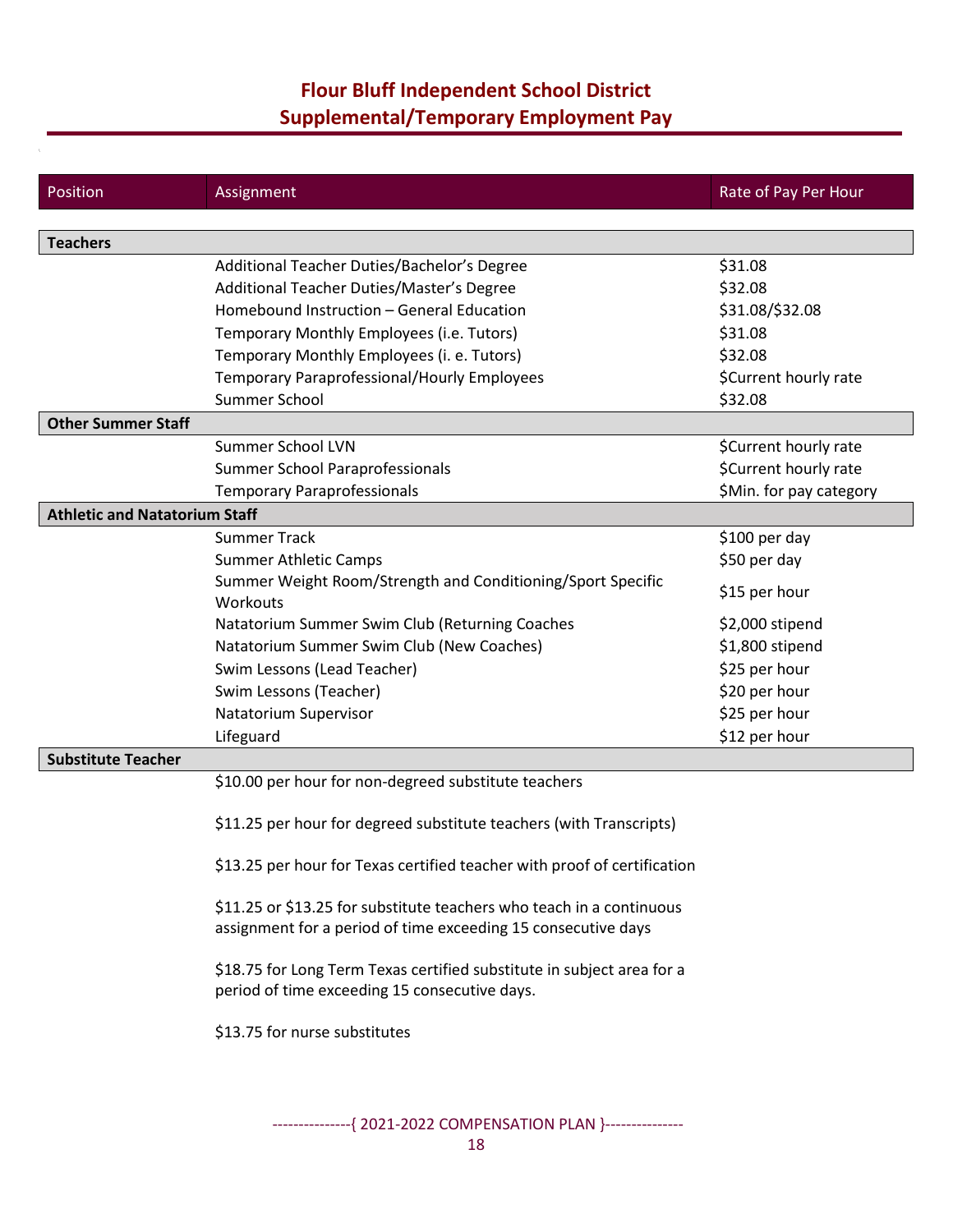# Flour Bluff Independent School District
## Supplemental/Temporary Employment Pay

| Position | Assignment | Rate of Pay Per Hour |
|---|---|---|
| **Teachers** | | |
| | Additional Teacher Duties/Bachelor's Degree | $31.08 |
| | Additional Teacher Duties/Master's Degree | $32.08 |
| | Homebound Instruction – General Education | $31.08/$32.08 |
| | Temporary Monthly Employees (i.e. Tutors) | $31.08 |
| | Temporary Monthly Employees (i. e. Tutors) | $32.08 |
| | Temporary Paraprofessional/Hourly Employees | $Current hourly rate |
| | Summer School | $32.08 |
| **Other Summer Staff** | | |
| | Summer School LVN | $Current hourly rate |
| | Summer School Paraprofessionals | $Current hourly rate |
| | Temporary Paraprofessionals | $Min. for pay category |
| **Athletic and Natatorium Staff** | | |
| | Summer Track | $100 per day |
| | Summer Athletic Camps | $50 per day |
| | Summer Weight Room/Strength and Conditioning/Sport Specific Workouts | $15 per hour |
| | Natatorium Summer Swim Club (Returning Coaches | $2,000 stipend |
| | Natatorium Summer Swim Club (New Coaches) | $1,800 stipend |
| | Swim Lessons (Lead Teacher) | $25 per hour |
| | Swim Lessons (Teacher) | $20 per hour |
| | Natatorium Supervisor | $25 per hour |
| | Lifeguard | $12 per hour |
| **Substitute Teacher** | | |
| | $10.00 per hour for non-degreed substitute teachers | |
| | $11.25 per hour for degreed substitute teachers (with Transcripts) | |
| | $13.25 per hour for Texas certified teacher with proof of certification | |
| | $11.25 or $13.25 for substitute teachers who teach in a continuous assignment for a period of time exceeding 15 consecutive days | |
| | $18.75 for Long Term Texas certified substitute in subject area for a period of time exceeding 15 consecutive days. | |
| | $13.75 for nurse substitutes | |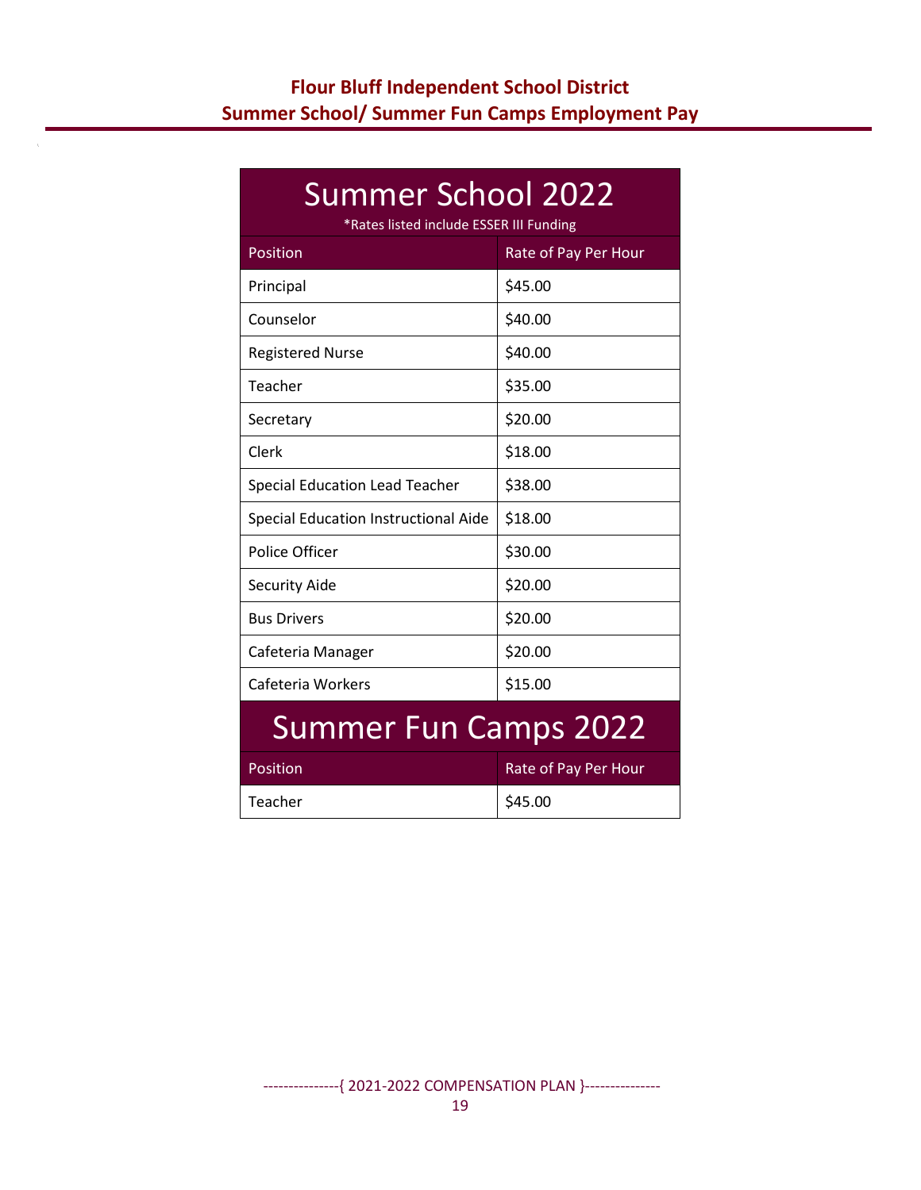# Flour Bluff Independent School District
# Summer School/ Summer Fun Camps Employment Pay

## Summer School 2022

*Rates listed include ESSER III Funding

| Position | Rate of Pay Per Hour |
| --- | --- |
| Principal | $45.00 |
| Counselor | $40.00 |
| Registered Nurse | $40.00 |
| Teacher | $35.00 |
| Secretary | $20.00 |
| Clerk | $18.00 |
| Special Education Lead Teacher | $38.00 |
| Special Education Instructional Aide | $18.00 |
| Police Officer | $30.00 |
| Security Aide | $20.00 |
| Bus Drivers | $20.00 |
| Cafeteria Manager | $20.00 |
| Cafeteria Workers | $15.00 |

## Summer Fun Camps 2022

| Position | Rate of Pay Per Hour |
| --- | --- |
| Teacher | $45.00 |